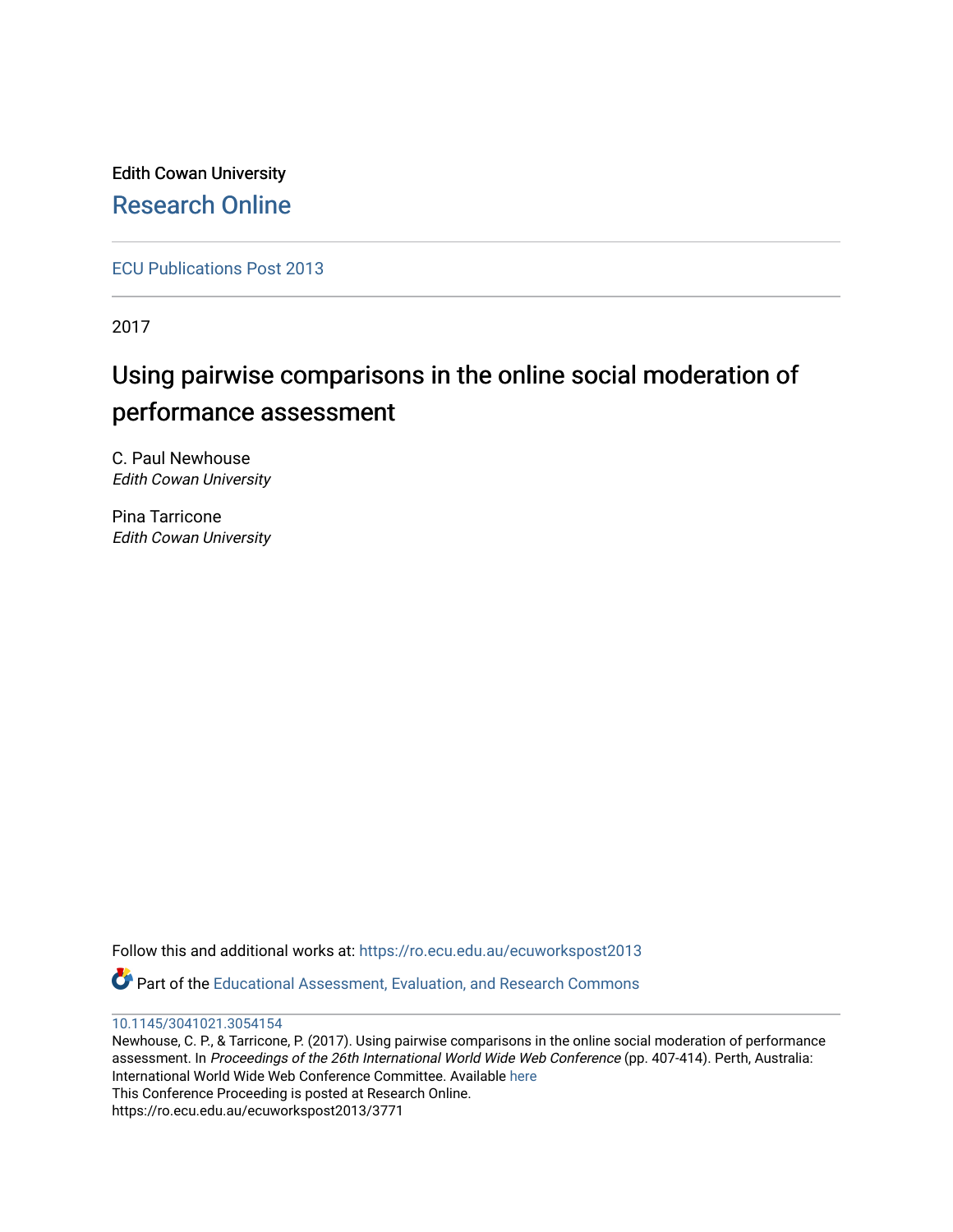Edith Cowan University

Research Online

ECU Publications Post 2013

2017

# Using pairwise comparisons in the online social moderation of performance assessment

C. Paul Newhouse
*Edith Cowan University*

Pina Tarricone
*Edith Cowan University*

Follow this and additional works at: https://ro.ecu.edu.au/ecuworkspost2013

Part of the Educational Assessment, Evaluation, and Research Commons

10.1145/3041021.3054154

Newhouse, C. P., & Tarricone, P. (2017). Using pairwise comparisons in the online social moderation of performance assessment. In *Proceedings of the 26th International World Wide Web Conference* (pp. 407-414). Perth, Australia: International World Wide Web Conference Committee. Available here

This Conference Proceeding is posted at Research Online.
https://ro.ecu.edu.au/ecuworkspost2013/3771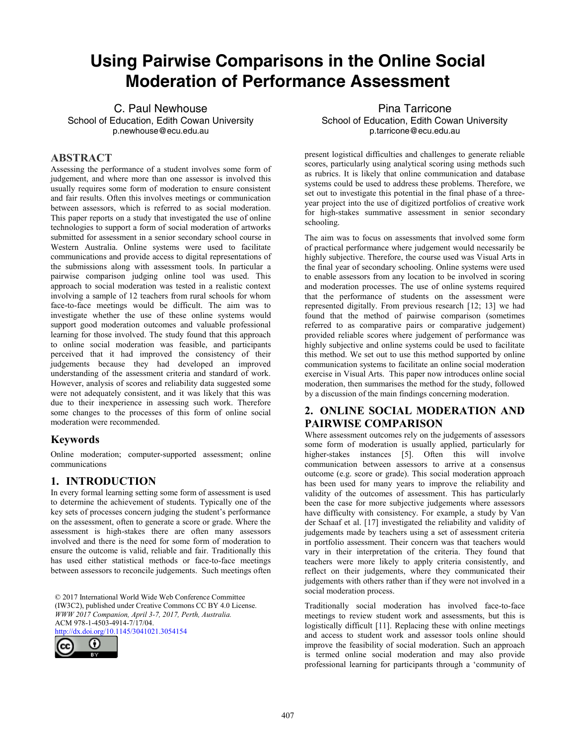# Using Pairwise Comparisons in the Online Social Moderation of Performance Assessment

C. Paul Newhouse
School of Education, Edith Cowan University
p.newhouse@ecu.edu.au

Pina Tarricone
School of Education, Edith Cowan University
p.tarricone@ecu.edu.au

## ABSTRACT

Assessing the performance of a student involves some form of judgement, and where more than one assessor is involved this usually requires some form of moderation to ensure consistent and fair results. Often this involves meetings or communication between assessors, which is referred to as social moderation. This paper reports on a study that investigated the use of online technologies to support a form of social moderation of artworks submitted for assessment in a senior secondary school course in Western Australia. Online systems were used to facilitate communications and provide access to digital representations of the submissions along with assessment tools. In particular a pairwise comparison judging online tool was used. This approach to social moderation was tested in a realistic context involving a sample of 12 teachers from rural schools for whom face-to-face meetings would be difficult. The aim was to investigate whether the use of these online systems would support good moderation outcomes and valuable professional learning for those involved. The study found that this approach to online social moderation was feasible, and participants perceived that it had improved the consistency of their judgements because they had developed an improved understanding of the assessment criteria and standard of work. However, analysis of scores and reliability data suggested some were not adequately consistent, and it was likely that this was due to their inexperience in assessing such work. Therefore some changes to the processes of this form of online social moderation were recommended.

## Keywords

Online moderation; computer-supported assessment; online communications

## 1. INTRODUCTION

In every formal learning setting some form of assessment is used to determine the achievement of students. Typically one of the key sets of processes concern judging the student's performance on the assessment, often to generate a score or grade. Where the assessment is high-stakes there are often many assessors involved and there is the need for some form of moderation to ensure the outcome is valid, reliable and fair. Traditionally this has used either statistical methods or face-to-face meetings between assessors to reconcile judgements. Such meetings often present logistical difficulties and challenges to generate reliable scores, particularly using analytical scoring using methods such as rubrics. It is likely that online communication and database systems could be used to address these problems. Therefore, we set out to investigate this potential in the final phase of a three-year project into the use of digitized portfolios of creative work for high-stakes summative assessment in senior secondary schooling.

The aim was to focus on assessments that involved some form of practical performance where judgement would necessarily be highly subjective. Therefore, the course used was Visual Arts in the final year of secondary schooling. Online systems were used to enable assessors from any location to be involved in scoring and moderation processes. The use of online systems required that the performance of students on the assessment were represented digitally. From previous research [12; 13] we had found that the method of pairwise comparison (sometimes referred to as comparative pairs or comparative judgement) provided reliable scores where judgement of performance was highly subjective and online systems could be used to facilitate this method. We set out to use this method supported by online communication systems to facilitate an online social moderation exercise in Visual Arts. This paper now introduces online social moderation, then summarises the method for the study, followed by a discussion of the main findings concerning moderation.

## 2. ONLINE SOCIAL MODERATION AND PAIRWISE COMPARISON

Where assessment outcomes rely on the judgements of assessors some form of moderation is usually applied, particularly for higher-stakes instances [5]. Often this will involve communication between assessors to arrive at a consensus outcome (e.g. score or grade). This social moderation approach has been used for many years to improve the reliability and validity of the outcomes of assessment. This has particularly been the case for more subjective judgements where assessors have difficulty with consistency. For example, a study by Van der Schaaf et al. [17] investigated the reliability and validity of judgements made by teachers using a set of assessment criteria in portfolio assessment. Their concern was that teachers would vary in their interpretation of the criteria. They found that teachers were more likely to apply criteria consistently, and reflect on their judgements, where they communicated their judgements with others rather than if they were not involved in a social moderation process.

Traditionally social moderation has involved face-to-face meetings to review student work and assessments, but this is logistically difficult [11]. Replacing these with online meetings and access to student work and assessor tools online should improve the feasibility of social moderation. Such an approach is termed online social moderation and may also provide professional learning for participants through a 'community of

© 2017 International World Wide Web Conference Committee (IW3C2), published under Creative Commons CC BY 4.0 License.
*WWW 2017 Companion, April 3-7, 2017, Perth, Australia.*
ACM 978-1-4503-4914-7/17/04.
http://dx.doi.org/10.1145/3041021.3054154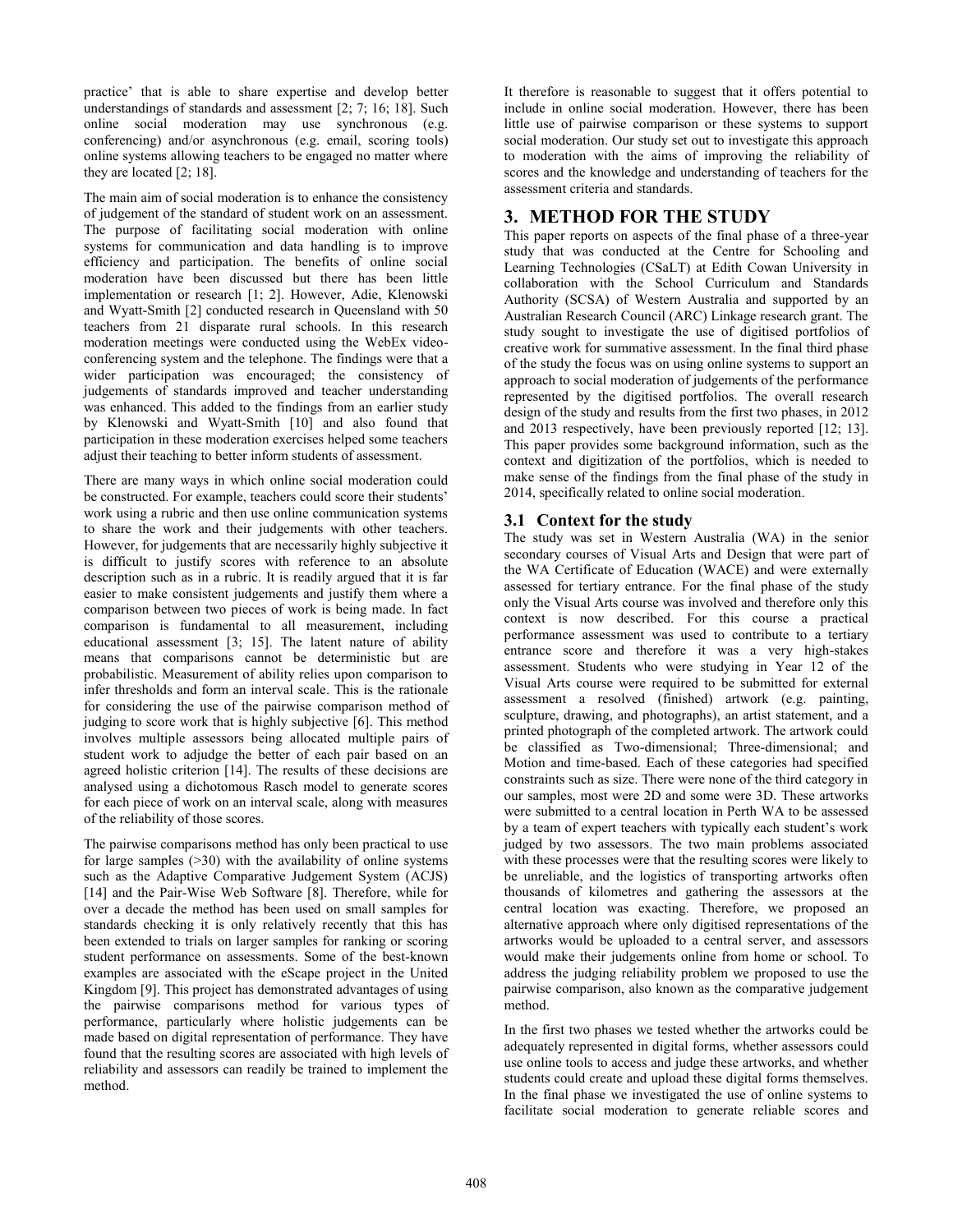practice' that is able to share expertise and develop better understandings of standards and assessment [2; 7; 16; 18]. Such online social moderation may use synchronous (e.g. conferencing) and/or asynchronous (e.g. email, scoring tools) online systems allowing teachers to be engaged no matter where they are located [2; 18].

The main aim of social moderation is to enhance the consistency of judgement of the standard of student work on an assessment. The purpose of facilitating social moderation with online systems for communication and data handling is to improve efficiency and participation. The benefits of online social moderation have been discussed but there has been little implementation or research [1; 2]. However, Adie, Klenowski and Wyatt-Smith [2] conducted research in Queensland with 50 teachers from 21 disparate rural schools. In this research moderation meetings were conducted using the WebEx video-conferencing system and the telephone. The findings were that a wider participation was encouraged; the consistency of judgements of standards improved and teacher understanding was enhanced. This added to the findings from an earlier study by Klenowski and Wyatt-Smith [10] and also found that participation in these moderation exercises helped some teachers adjust their teaching to better inform students of assessment.

There are many ways in which online social moderation could be constructed. For example, teachers could score their students' work using a rubric and then use online communication systems to share the work and their judgements with other teachers. However, for judgements that are necessarily highly subjective it is difficult to justify scores with reference to an absolute description such as in a rubric. It is readily argued that it is far easier to make consistent judgements and justify them where a comparison between two pieces of work is being made. In fact comparison is fundamental to all measurement, including educational assessment [3; 15]. The latent nature of ability means that comparisons cannot be deterministic but are probabilistic. Measurement of ability relies upon comparison to infer thresholds and form an interval scale. This is the rationale for considering the use of the pairwise comparison method of judging to score work that is highly subjective [6]. This method involves multiple assessors being allocated multiple pairs of student work to adjudge the better of each pair based on an agreed holistic criterion [14]. The results of these decisions are analysed using a dichotomous Rasch model to generate scores for each piece of work on an interval scale, along with measures of the reliability of those scores.

The pairwise comparisons method has only been practical to use for large samples (>30) with the availability of online systems such as the Adaptive Comparative Judgement System (ACJS) [14] and the Pair-Wise Web Software [8]. Therefore, while for over a decade the method has been used on small samples for standards checking it is only relatively recently that this has been extended to trials on larger samples for ranking or scoring student performance on assessments. Some of the best-known examples are associated with the eScape project in the United Kingdom [9]. This project has demonstrated advantages of using the pairwise comparisons method for various types of performance, particularly where holistic judgements can be made based on digital representation of performance. They have found that the resulting scores are associated with high levels of reliability and assessors can readily be trained to implement the method.

It therefore is reasonable to suggest that it offers potential to include in online social moderation. However, there has been little use of pairwise comparison or these systems to support social moderation. Our study set out to investigate this approach to moderation with the aims of improving the reliability of scores and the knowledge and understanding of teachers for the assessment criteria and standards.

# 3. METHOD FOR THE STUDY

This paper reports on aspects of the final phase of a three-year study that was conducted at the Centre for Schooling and Learning Technologies (CSaLT) at Edith Cowan University in collaboration with the School Curriculum and Standards Authority (SCSA) of Western Australia and supported by an Australian Research Council (ARC) Linkage research grant. The study sought to investigate the use of digitised portfolios of creative work for summative assessment. In the final third phase of the study the focus was on using online systems to support an approach to social moderation of judgements of the performance represented by the digitised portfolios. The overall research design of the study and results from the first two phases, in 2012 and 2013 respectively, have been previously reported [12; 13]. This paper provides some background information, such as the context and digitization of the portfolios, which is needed to make sense of the findings from the final phase of the study in 2014, specifically related to online social moderation.

## 3.1 Context for the study

The study was set in Western Australia (WA) in the senior secondary courses of Visual Arts and Design that were part of the WA Certificate of Education (WACE) and were externally assessed for tertiary entrance. For the final phase of the study only the Visual Arts course was involved and therefore only this context is now described. For this course a practical performance assessment was used to contribute to a tertiary entrance score and therefore it was a very high-stakes assessment. Students who were studying in Year 12 of the Visual Arts course were required to be submitted for external assessment a resolved (finished) artwork (e.g. painting, sculpture, drawing, and photographs), an artist statement, and a printed photograph of the completed artwork. The artwork could be classified as Two-dimensional; Three-dimensional; and Motion and time-based. Each of these categories had specified constraints such as size. There were none of the third category in our samples, most were 2D and some were 3D. These artworks were submitted to a central location in Perth WA to be assessed by a team of expert teachers with typically each student's work judged by two assessors. The two main problems associated with these processes were that the resulting scores were likely to be unreliable, and the logistics of transporting artworks often thousands of kilometres and gathering the assessors at the central location was exacting. Therefore, we proposed an alternative approach where only digitised representations of the artworks would be uploaded to a central server, and assessors would make their judgements online from home or school. To address the judging reliability problem we proposed to use the pairwise comparison, also known as the comparative judgement method.

In the first two phases we tested whether the artworks could be adequately represented in digital forms, whether assessors could use online tools to access and judge these artworks, and whether students could create and upload these digital forms themselves. In the final phase we investigated the use of online systems to facilitate social moderation to generate reliable scores and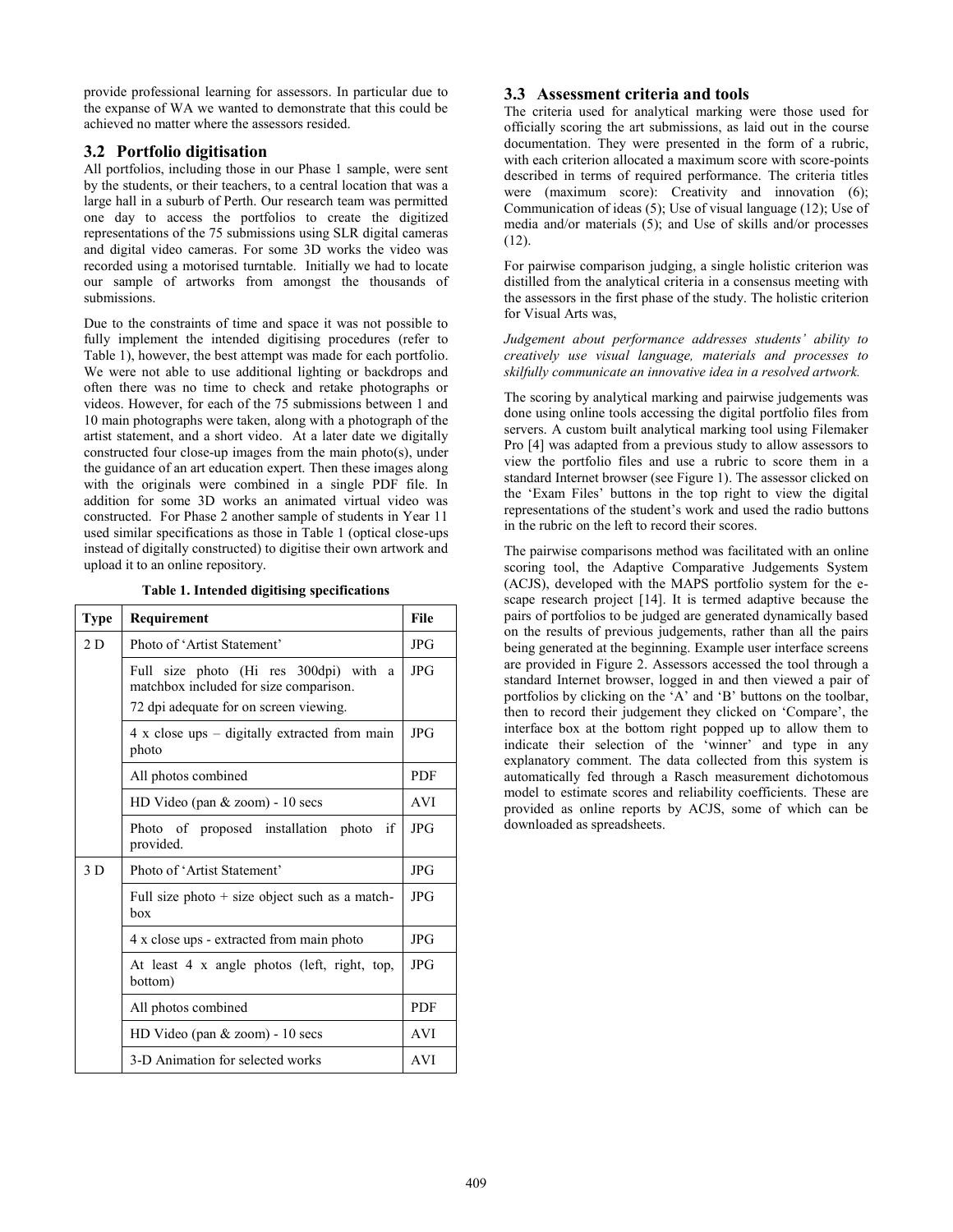provide professional learning for assessors. In particular due to the expanse of WA we wanted to demonstrate that this could be achieved no matter where the assessors resided.

### 3.2 Portfolio digitisation

All portfolios, including those in our Phase 1 sample, were sent by the students, or their teachers, to a central location that was a large hall in a suburb of Perth. Our research team was permitted one day to access the portfolios to create the digitized representations of the 75 submissions using SLR digital cameras and digital video cameras. For some 3D works the video was recorded using a motorised turntable. Initially we had to locate our sample of artworks from amongst the thousands of submissions.

Due to the constraints of time and space it was not possible to fully implement the intended digitising procedures (refer to Table 1), however, the best attempt was made for each portfolio. We were not able to use additional lighting or backdrops and often there was no time to check and retake photographs or videos. However, for each of the 75 submissions between 1 and 10 main photographs were taken, along with a photograph of the artist statement, and a short video. At a later date we digitally constructed four close-up images from the main photo(s), under the guidance of an art education expert. Then these images along with the originals were combined in a single PDF file. In addition for some 3D works an animated virtual video was constructed. For Phase 2 another sample of students in Year 11 used similar specifications as those in Table 1 (optical close-ups instead of digitally constructed) to digitise their own artwork and upload it to an online repository.

**Table 1. Intended digitising specifications**

| Type | Requirement | File |
|---|---|---|
| 2 D | Photo of 'Artist Statement' | JPG |
| | Full size photo (Hi res 300dpi) with a matchbox included for size comparison. 72 dpi adequate for on screen viewing. | JPG |
| | 4 x close ups – digitally extracted from main photo | JPG |
| | All photos combined | PDF |
| | HD Video (pan & zoom) - 10 secs | AVI |
| | Photo of proposed installation photo if provided. | JPG |
| 3 D | Photo of 'Artist Statement' | JPG |
| | Full size photo + size object such as a match-box | JPG |
| | 4 x close ups - extracted from main photo | JPG |
| | At least 4 x angle photos (left, right, top, bottom) | JPG |
| | All photos combined | PDF |
| | HD Video (pan & zoom) - 10 secs | AVI |
| | 3-D Animation for selected works | AVI |

### 3.3 Assessment criteria and tools

The criteria used for analytical marking were those used for officially scoring the art submissions, as laid out in the course documentation. They were presented in the form of a rubric, with each criterion allocated a maximum score with score-points described in terms of required performance. The criteria titles were (maximum score): Creativity and innovation (6); Communication of ideas (5); Use of visual language (12); Use of media and/or materials (5); and Use of skills and/or processes (12).

For pairwise comparison judging, a single holistic criterion was distilled from the analytical criteria in a consensus meeting with the assessors in the first phase of the study. The holistic criterion for Visual Arts was,

*Judgement about performance addresses students' ability to creatively use visual language, materials and processes to skilfully communicate an innovative idea in a resolved artwork.*

The scoring by analytical marking and pairwise judgements was done using online tools accessing the digital portfolio files from servers. A custom built analytical marking tool using Filemaker Pro [4] was adapted from a previous study to allow assessors to view the portfolio files and use a rubric to score them in a standard Internet browser (see Figure 1). The assessor clicked on the 'Exam Files' buttons in the top right to view the digital representations of the student's work and used the radio buttons in the rubric on the left to record their scores.

The pairwise comparisons method was facilitated with an online scoring tool, the Adaptive Comparative Judgements System (ACJS), developed with the MAPS portfolio system for the e-scape research project [14]. It is termed adaptive because the pairs of portfolios to be judged are generated dynamically based on the results of previous judgements, rather than all the pairs being generated at the beginning. Example user interface screens are provided in Figure 2. Assessors accessed the tool through a standard Internet browser, logged in and then viewed a pair of portfolios by clicking on the 'A' and 'B' buttons on the toolbar, then to record their judgement they clicked on 'Compare', the interface box at the bottom right popped up to allow them to indicate their selection of the 'winner' and type in any explanatory comment. The data collected from this system is automatically fed through a Rasch measurement dichotomous model to estimate scores and reliability coefficients. These are provided as online reports by ACJS, some of which can be downloaded as spreadsheets.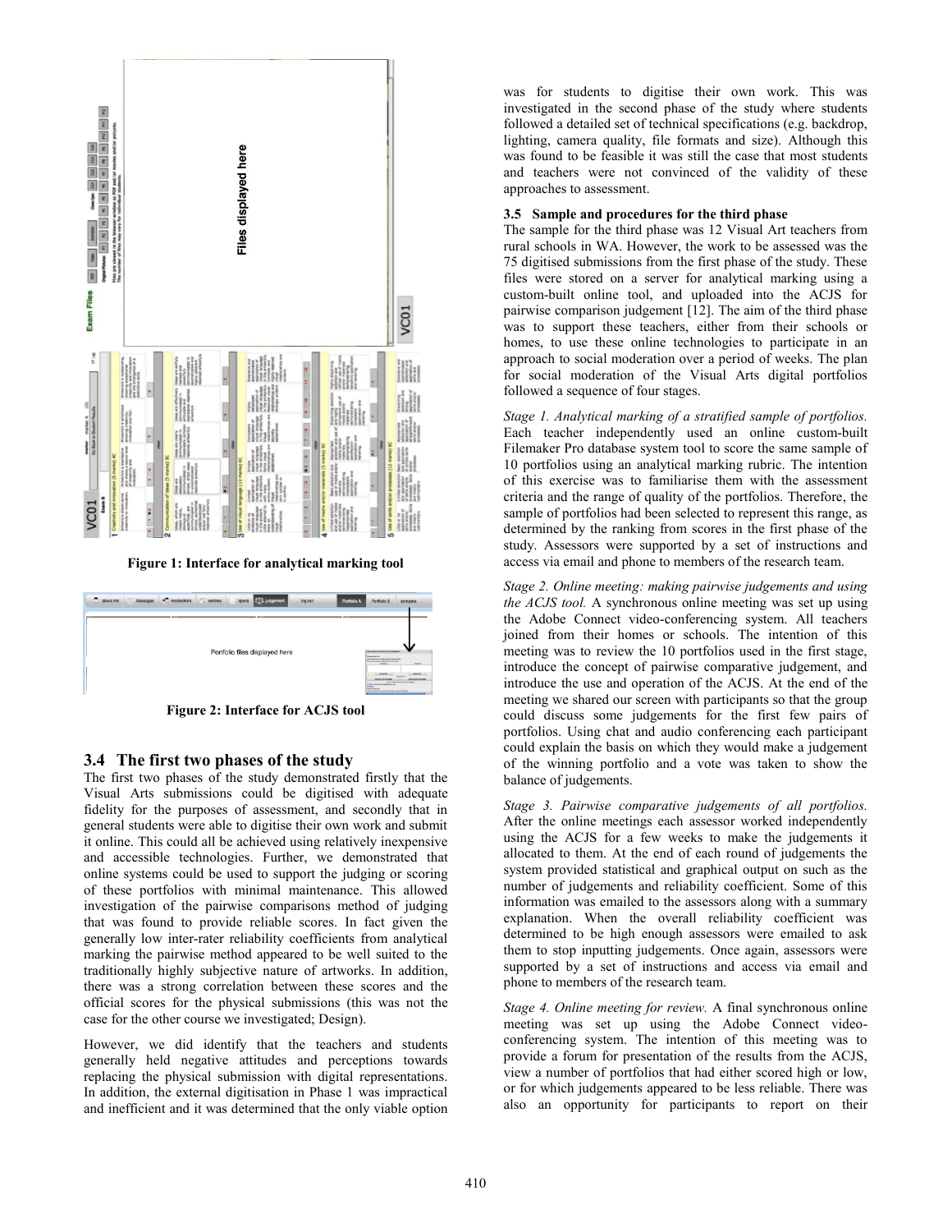Figure 1: Interface for analytical marking tool

Figure 2: Interface for ACJS tool

## 3.4 The first two phases of the study

The first two phases of the study demonstrated firstly that the Visual Arts submissions could be digitised with adequate fidelity for the purposes of assessment, and secondly that in general students were able to digitise their own work and submit it online. This could all be achieved using relatively inexpensive and accessible technologies. Further, we demonstrated that online systems could be used to support the judging or scoring of these portfolios with minimal maintenance. This allowed investigation of the pairwise comparisons method of judging that was found to provide reliable scores. In fact given the generally low inter-rater reliability coefficients from analytical marking the pairwise method appeared to be well suited to the traditionally highly subjective nature of artworks. In addition, there was a strong correlation between these scores and the official scores for the physical submissions (this was not the case for the other course we investigated; Design).

However, we did identify that the teachers and students generally held negative attitudes and perceptions towards replacing the physical submission with digital representations. In addition, the external digitisation in Phase 1 was impractical and inefficient and it was determined that the only viable option was for students to digitise their own work. This was investigated in the second phase of the study where students followed a detailed set of technical specifications (e.g. backdrop, lighting, camera quality, file formats and size). Although this was found to be feasible it was still the case that most students and teachers were not convinced of the validity of these approaches to assessment.

### 3.5 Sample and procedures for the third phase

The sample for the third phase was 12 Visual Art teachers from rural schools in WA. However, the work to be assessed was the 75 digitised submissions from the first phase of the study. These files were stored on a server for analytical marking using a custom-built online tool, and uploaded into the ACJS for pairwise comparison judgement [12]. The aim of the third phase was to support these teachers, either from their schools or homes, to use these online technologies to participate in an approach to social moderation over a period of weeks. The plan for social moderation of the Visual Arts digital portfolios followed a sequence of four stages.

*Stage 1. Analytical marking of a stratified sample of portfolios.* Each teacher independently used an online custom-built Filemaker Pro database system tool to score the same sample of 10 portfolios using an analytical marking rubric. The intention of this exercise was to familiarise them with the assessment criteria and the range of quality of the portfolios. Therefore, the sample of portfolios had been selected to represent this range, as determined by the ranking from scores in the first phase of the study. Assessors were supported by a set of instructions and access via email and phone to members of the research team.

*Stage 2. Online meeting: making pairwise judgements and using the ACJS tool.* A synchronous online meeting was set up using the Adobe Connect video-conferencing system. All teachers joined from their homes or schools. The intention of this meeting was to review the 10 portfolios used in the first stage, introduce the concept of pairwise comparative judgement, and introduce the use and operation of the ACJS. At the end of the meeting we shared our screen with participants so that the group could discuss some judgements for the first few pairs of portfolios. Using chat and audio conferencing each participant could explain the basis on which they would make a judgement of the winning portfolio and a vote was taken to show the balance of judgements.

*Stage 3. Pairwise comparative judgements of all portfolios.* After the online meetings each assessor worked independently using the ACJS for a few weeks to make the judgements it allocated to them. At the end of each round of judgements the system provided statistical and graphical output on such as the number of judgements and reliability coefficient. Some of this information was emailed to the assessors along with a summary explanation. When the overall reliability coefficient was determined to be high enough assessors were emailed to ask them to stop inputting judgements. Once again, assessors were supported by a set of instructions and access via email and phone to members of the research team.

*Stage 4. Online meeting for review.* A final synchronous online meeting was set up using the Adobe Connect video-conferencing system. The intention of this meeting was to provide a forum for presentation of the results from the ACJS, view a number of portfolios that had either scored high or low, or for which judgements appeared to be less reliable. There was also an opportunity for participants to report on their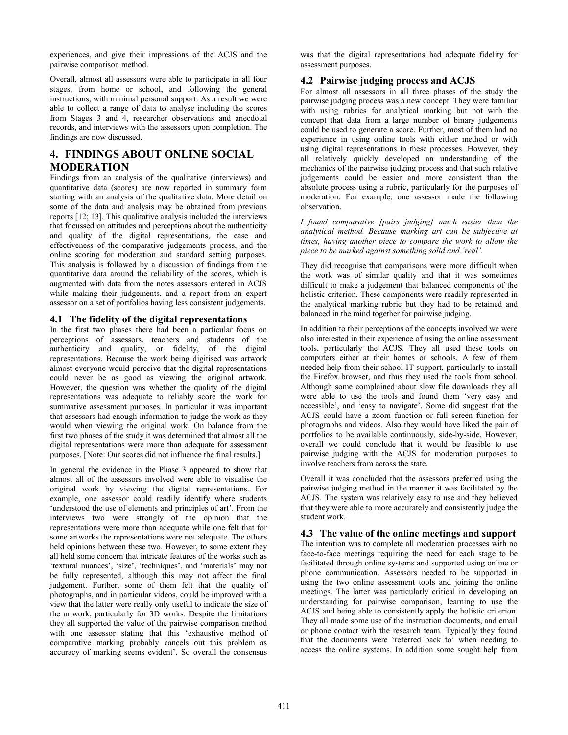experiences, and give their impressions of the ACJS and the pairwise comparison method.

Overall, almost all assessors were able to participate in all four stages, from home or school, and following the general instructions, with minimal personal support. As a result we were able to collect a range of data to analyse including the scores from Stages 3 and 4, researcher observations and anecdotal records, and interviews with the assessors upon completion. The findings are now discussed.

# 4. FINDINGS ABOUT ONLINE SOCIAL MODERATION

Findings from an analysis of the qualitative (interviews) and quantitative data (scores) are now reported in summary form starting with an analysis of the qualitative data. More detail on some of the data and analysis may be obtained from previous reports [12; 13]. This qualitative analysis included the interviews that focussed on attitudes and perceptions about the authenticity and quality of the digital representations, the ease and effectiveness of the comparative judgements process, and the online scoring for moderation and standard setting purposes. This analysis is followed by a discussion of findings from the quantitative data around the reliability of the scores, which is augmented with data from the notes assessors entered in ACJS while making their judgements, and a report from an expert assessor on a set of portfolios having less consistent judgements.

## 4.1 The fidelity of the digital representations

In the first two phases there had been a particular focus on perceptions of assessors, teachers and students of the authenticity and quality, or fidelity, of the digital representations. Because the work being digitised was artwork almost everyone would perceive that the digital representations could never be as good as viewing the original artwork. However, the question was whether the quality of the digital representations was adequate to reliably score the work for summative assessment purposes. In particular it was important that assessors had enough information to judge the work as they would when viewing the original work. On balance from the first two phases of the study it was determined that almost all the digital representations were more than adequate for assessment purposes. [Note: Our scores did not influence the final results.]

In general the evidence in the Phase 3 appeared to show that almost all of the assessors involved were able to visualise the original work by viewing the digital representations. For example, one assessor could readily identify where students 'understood the use of elements and principles of art'. From the interviews two were strongly of the opinion that the representations were more than adequate while one felt that for some artworks the representations were not adequate. The others held opinions between these two. However, to some extent they all held some concern that intricate features of the works such as 'textural nuances', 'size', 'techniques', and 'materials' may not be fully represented, although this may not affect the final judgement. Further, some of them felt that the quality of photographs, and in particular videos, could be improved with a view that the latter were really only useful to indicate the size of the artwork, particularly for 3D works. Despite the limitations they all supported the value of the pairwise comparison method with one assessor stating that this 'exhaustive method of comparative marking probably cancels out this problem as accuracy of marking seems evident'. So overall the consensus was that the digital representations had adequate fidelity for assessment purposes.

## 4.2 Pairwise judging process and ACJS

For almost all assessors in all three phases of the study the pairwise judging process was a new concept. They were familiar with using rubrics for analytical marking but not with the concept that data from a large number of binary judgements could be used to generate a score. Further, most of them had no experience in using online tools with either method or with using digital representations in these processes. However, they all relatively quickly developed an understanding of the mechanics of the pairwise judging process and that such relative judgements could be easier and more consistent than the absolute process using a rubric, particularly for the purposes of moderation. For example, one assessor made the following observation.

*I found comparative [pairs judging] much easier than the analytical method. Because marking art can be subjective at times, having another piece to compare the work to allow the piece to be marked against something solid and 'real'.*

They did recognise that comparisons were more difficult when the work was of similar quality and that it was sometimes difficult to make a judgement that balanced components of the holistic criterion. These components were readily represented in the analytical marking rubric but they had to be retained and balanced in the mind together for pairwise judging.

In addition to their perceptions of the concepts involved we were also interested in their experience of using the online assessment tools, particularly the ACJS. They all used these tools on computers either at their homes or schools. A few of them needed help from their school IT support, particularly to install the Firefox browser, and thus they used the tools from school. Although some complained about slow file downloads they all were able to use the tools and found them 'very easy and accessible', and 'easy to navigate'. Some did suggest that the ACJS could have a zoom function or full screen function for photographs and videos. Also they would have liked the pair of portfolios to be available continuously, side-by-side. However, overall we could conclude that it would be feasible to use pairwise judging with the ACJS for moderation purposes to involve teachers from across the state.

Overall it was concluded that the assessors preferred using the pairwise judging method in the manner it was facilitated by the ACJS. The system was relatively easy to use and they believed that they were able to more accurately and consistently judge the student work.

## 4.3 The value of the online meetings and support

The intention was to complete all moderation processes with no face-to-face meetings requiring the need for each stage to be facilitated through online systems and supported using online or phone communication. Assessors needed to be supported in using the two online assessment tools and joining the online meetings. The latter was particularly critical in developing an understanding for pairwise comparison, learning to use the ACJS and being able to consistently apply the holistic criterion. They all made some use of the instruction documents, and email or phone contact with the research team. Typically they found that the documents were 'referred back to' when needing to access the online systems. In addition some sought help from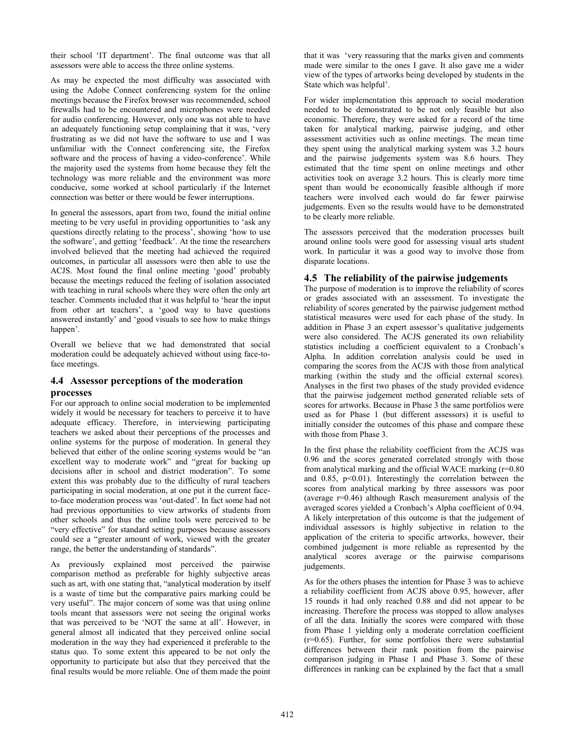their school 'IT department'. The final outcome was that all assessors were able to access the three online systems.

As may be expected the most difficulty was associated with using the Adobe Connect conferencing system for the online meetings because the Firefox browser was recommended, school firewalls had to be encountered and microphones were needed for audio conferencing. However, only one was not able to have an adequately functioning setup complaining that it was, 'very frustrating as we did not have the software to use and I was unfamiliar with the Connect conferencing site, the Firefox software and the process of having a video-conference'. While the majority used the systems from home because they felt the technology was more reliable and the environment was more conducive, some worked at school particularly if the Internet connection was better or there would be fewer interruptions.

In general the assessors, apart from two, found the initial online meeting to be very useful in providing opportunities to 'ask any questions directly relating to the process', showing 'how to use the software', and getting 'feedback'. At the time the researchers involved believed that the meeting had achieved the required outcomes, in particular all assessors were then able to use the ACJS. Most found the final online meeting 'good' probably because the meetings reduced the feeling of isolation associated with teaching in rural schools where they were often the only art teacher. Comments included that it was helpful to 'hear the input from other art teachers', a 'good way to have questions answered instantly' and 'good visuals to see how to make things happen'.

Overall we believe that we had demonstrated that social moderation could be adequately achieved without using face-to-face meetings.

## 4.4 Assessor perceptions of the moderation processes

For our approach to online social moderation to be implemented widely it would be necessary for teachers to perceive it to have adequate efficacy. Therefore, in interviewing participating teachers we asked about their perceptions of the processes and online systems for the purpose of moderation. In general they believed that either of the online scoring systems would be "an excellent way to moderate work" and "great for backing up decisions after in school and district moderation". To some extent this was probably due to the difficulty of rural teachers participating in social moderation, at one put it the current face-to-face moderation process was 'out-dated'. In fact some had not had previous opportunities to view artworks of students from other schools and thus the online tools were perceived to be "very effective" for standard setting purposes because assessors could see a "greater amount of work, viewed with the greater range, the better the understanding of standards".

As previously explained most perceived the pairwise comparison method as preferable for highly subjective areas such as art, with one stating that, "analytical moderation by itself is a waste of time but the comparative pairs marking could be very useful". The major concern of some was that using online tools meant that assessors were not seeing the original works that was perceived to be 'NOT the same at all'. However, in general almost all indicated that they perceived online social moderation in the way they had experienced it preferable to the status quo. To some extent this appeared to be not only the opportunity to participate but also that they perceived that the final results would be more reliable. One of them made the point that it was 'very reassuring that the marks given and comments made were similar to the ones I gave. It also gave me a wider view of the types of artworks being developed by students in the State which was helpful'.

For wider implementation this approach to social moderation needed to be demonstrated to be not only feasible but also economic. Therefore, they were asked for a record of the time taken for analytical marking, pairwise judging, and other assessment activities such as online meetings. The mean time they spent using the analytical marking system was 3.2 hours and the pairwise judgements system was 8.6 hours. They estimated that the time spent on online meetings and other activities took on average 3.2 hours. This is clearly more time spent than would be economically feasible although if more teachers were involved each would do far fewer pairwise judgements. Even so the results would have to be demonstrated to be clearly more reliable.

The assessors perceived that the moderation processes built around online tools were good for assessing visual arts student work. In particular it was a good way to involve those from disparate locations.

## 4.5 The reliability of the pairwise judgements

The purpose of moderation is to improve the reliability of scores or grades associated with an assessment. To investigate the reliability of scores generated by the pairwise judgement method statistical measures were used for each phase of the study. In addition in Phase 3 an expert assessor's qualitative judgements were also considered. The ACJS generated its own reliability statistics including a coefficient equivalent to a Cronbach's Alpha. In addition correlation analysis could be used in comparing the scores from the ACJS with those from analytical marking (within the study and the official external scores). Analyses in the first two phases of the study provided evidence that the pairwise judgement method generated reliable sets of scores for artworks. Because in Phase 3 the same portfolios were used as for Phase 1 (but different assessors) it is useful to initially consider the outcomes of this phase and compare these with those from Phase 3.

In the first phase the reliability coefficient from the ACJS was 0.96 and the scores generated correlated strongly with those from analytical marking and the official WACE marking ($r=0.80$ and $0.85$, $p<0.01$). Interestingly the correlation between the scores from analytical marking by three assessors was poor (average $r=0.46$) although Rasch measurement analysis of the averaged scores yielded a Cronbach's Alpha coefficient of 0.94. A likely interpretation of this outcome is that the judgement of individual assessors is highly subjective in relation to the application of the criteria to specific artworks, however, their combined judgement is more reliable as represented by the analytical scores average or the pairwise comparisons judgements.

As for the others phases the intention for Phase 3 was to achieve a reliability coefficient from ACJS above 0.95, however, after 15 rounds it had only reached 0.88 and did not appear to be increasing. Therefore the process was stopped to allow analyses of all the data. Initially the scores were compared with those from Phase 1 yielding only a moderate correlation coefficient ($r=0.65$). Further, for some portfolios there were substantial differences between their rank position from the pairwise comparison judging in Phase 1 and Phase 3. Some of these differences in ranking can be explained by the fact that a small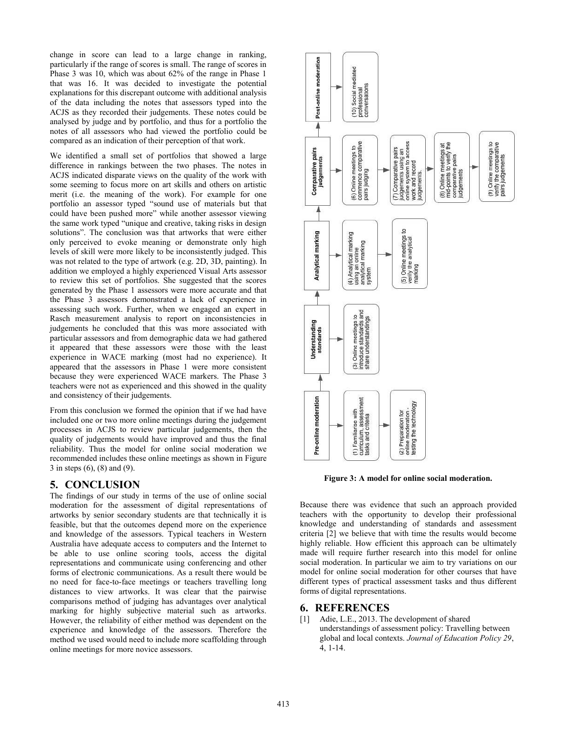change in score can lead to a large change in ranking, particularly if the range of scores is small. The range of scores in Phase 3 was 10, which was about 62% of the range in Phase 1 that was 16. It was decided to investigate the potential explanations for this discrepant outcome with additional analysis of the data including the notes that assessors typed into the ACJS as they recorded their judgements. These notes could be analysed by judge and by portfolio, and thus for a portfolio the notes of all assessors who had viewed the portfolio could be compared as an indication of their perception of that work.

We identified a small set of portfolios that showed a large difference in rankings between the two phases. The notes in ACJS indicated disparate views on the quality of the work with some seeming to focus more on art skills and others on artistic merit (i.e. the meaning of the work). For example for one portfolio an assessor typed "sound use of materials but that could have been pushed more" while another assessor viewing the same work typed "unique and creative, taking risks in design solutions". The conclusion was that artworks that were either only perceived to evoke meaning or demonstrate only high levels of skill were more likely to be inconsistently judged. This was not related to the type of artwork (e.g. 2D, 3D, painting). In addition we employed a highly experienced Visual Arts assessor to review this set of portfolios. She suggested that the scores generated by the Phase 1 assessors were more accurate and that the Phase 3 assessors demonstrated a lack of experience in assessing such work. Further, when we engaged an expert in Rasch measurement analysis to report on inconsistencies in judgements he concluded that this was more associated with particular assessors and from demographic data we had gathered it appeared that these assessors were those with the least experience in WACE marking (most had no experience). It appeared that the assessors in Phase 1 were more consistent because they were experienced WACE markers. The Phase 3 teachers were not as experienced and this showed in the quality and consistency of their judgements.

From this conclusion we formed the opinion that if we had have included one or two more online meetings during the judgement processes in ACJS to review particular judgements, then the quality of judgements would have improved and thus the final reliability. Thus the model for online social moderation we recommended includes these online meetings as shown in Figure 3 in steps (6), (8) and (9).

## 5. CONCLUSION

The findings of our study in terms of the use of online social moderation for the assessment of digital representations of artworks by senior secondary students are that technically it is feasible, but that the outcomes depend more on the experience and knowledge of the assessors. Typical teachers in Western Australia have adequate access to computers and the Internet to be able to use online scoring tools, access the digital representations and communicate using conferencing and other forms of electronic communications. As a result there would be no need for face-to-face meetings or teachers travelling long distances to view artworks. It was clear that the pairwise comparisons method of judging has advantages over analytical marking for highly subjective material such as artworks. However, the reliability of either method was dependent on the experience and knowledge of the assessors. Therefore the method we used would need to include more scaffolding through online meetings for more novice assessors.

Pre-online moderation
(1) Familiarise with curriculum, assessment tasks and criteria
(2) Preparation for online moderation - testing the technology
Understanding standards
(3) Online meetings to introduce standards and share understandings
Analytical marking
(4) Analytical marking using an online analytical marking system
(5) Online meetings to verify the analytical marking
Comparative pairs judgements
(6) Online meetings to commence comparative pairs judging
(7) Comparative pairs judgements using an online system to access work and record judgements.
(8) Online meetings at mid-points to verify the comparative pairs judgements
(9) Online meetings to verify the comparative pairs judgements
Post-online moderation
(10) Social mediated professional conversations

**Figure 3: A model for online social moderation.**

Because there was evidence that such an approach provided teachers with the opportunity to develop their professional knowledge and understanding of standards and assessment criteria [2] we believe that with time the results would become highly reliable. How efficient this approach can be ultimately made will require further research into this model for online social moderation. In particular we aim to try variations on our model for online social moderation for other courses that have different types of practical assessment tasks and thus different forms of digital representations.

## 6. REFERENCES

[1] Adie, L.E., 2013. The development of shared understandings of assessment policy: Travelling between global and local contexts. *Journal of Education Policy 29*, 4, 1-14.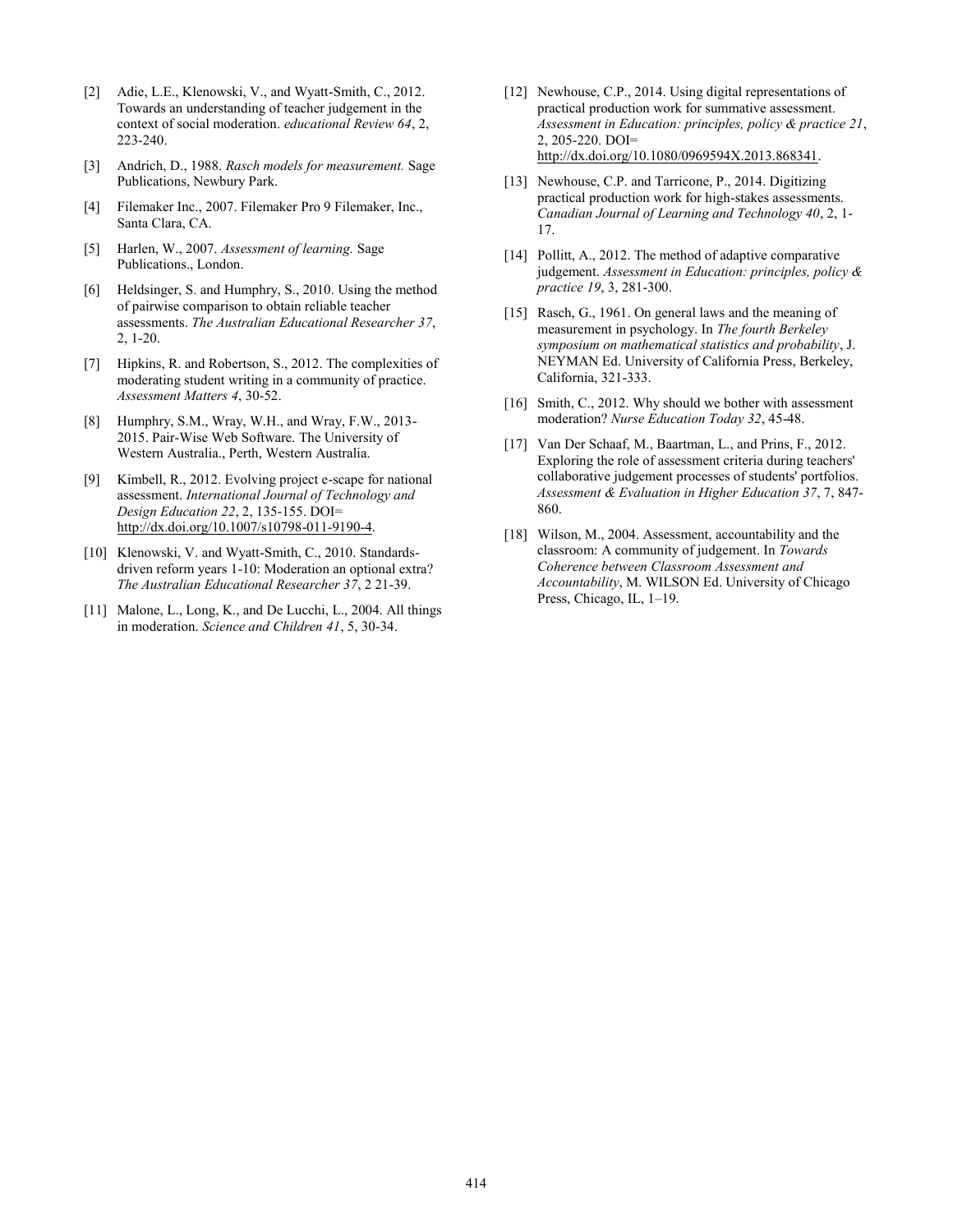[2] Adie, L.E., Klenowski, V., and Wyatt-Smith, C., 2012. Towards an understanding of teacher judgement in the context of social moderation. *educational Review 64*, 2, 223-240.

[3] Andrich, D., 1988. *Rasch models for measurement.* Sage Publications, Newbury Park.

[4] Filemaker Inc., 2007. Filemaker Pro 9 Filemaker, Inc., Santa Clara, CA.

[5] Harlen, W., 2007. *Assessment of learning.* Sage Publications., London.

[6] Heldsinger, S. and Humphry, S., 2010. Using the method of pairwise comparison to obtain reliable teacher assessments. *The Australian Educational Researcher 37*, 2, 1-20.

[7] Hipkins, R. and Robertson, S., 2012. The complexities of moderating student writing in a community of practice. *Assessment Matters 4*, 30-52.

[8] Humphry, S.M., Wray, W.H., and Wray, F.W., 2013-2015. Pair-Wise Web Software. The University of Western Australia., Perth, Western Australia.

[9] Kimbell, R., 2012. Evolving project e-scape for national assessment. *International Journal of Technology and Design Education 22*, 2, 135-155. DOI= http://dx.doi.org/10.1007/s10798-011-9190-4.

[10] Klenowski, V. and Wyatt-Smith, C., 2010. Standards-driven reform years 1-10: Moderation an optional extra? *The Australian Educational Researcher 37*, 2 21-39.

[11] Malone, L., Long, K., and De Lucchi, L., 2004. All things in moderation. *Science and Children 41*, 5, 30-34.

[12] Newhouse, C.P., 2014. Using digital representations of practical production work for summative assessment. *Assessment in Education: principles, policy & practice 21*, 2, 205-220. DOI= http://dx.doi.org/10.1080/0969594X.2013.868341.

[13] Newhouse, C.P. and Tarricone, P., 2014. Digitizing practical production work for high-stakes assessments. *Canadian Journal of Learning and Technology 40*, 2, 1-17.

[14] Pollitt, A., 2012. The method of adaptive comparative judgement. *Assessment in Education: principles, policy & practice 19*, 3, 281-300.

[15] Rasch, G., 1961. On general laws and the meaning of measurement in psychology. In *The fourth Berkeley symposium on mathematical statistics and probability*, J. NEYMAN Ed. University of California Press, Berkeley, California, 321-333.

[16] Smith, C., 2012. Why should we bother with assessment moderation? *Nurse Education Today 32*, 45-48.

[17] Van Der Schaaf, M., Baartman, L., and Prins, F., 2012. Exploring the role of assessment criteria during teachers' collaborative judgement processes of students' portfolios. *Assessment & Evaluation in Higher Education 37*, 7, 847-860.

[18] Wilson, M., 2004. Assessment, accountability and the classroom: A community of judgement. In *Towards Coherence between Classroom Assessment and Accountability*, M. WILSON Ed. University of Chicago Press, Chicago, IL, 1–19.